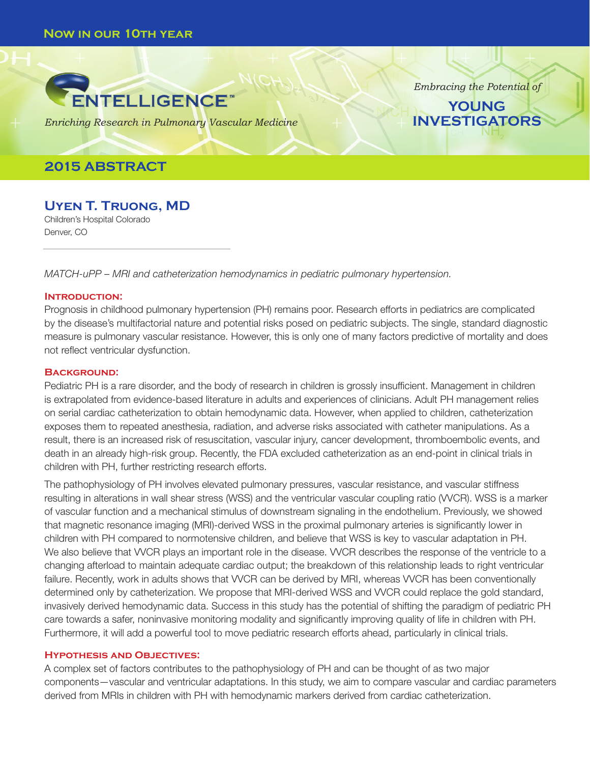Now in our 10th year

# ENTELLIGENCE™

*Enriching Research in Pulmonary Vascular Medicine*

*Embracing the Potential of* **YOUNG INVESTIGATORS**

## 2015 ABSTRACT

### Uyen T. Truong, MD

Children's Hospital Colorado
Denver, CO

*MATCH-uPP – MRI and catheterization hemodynamics in pediatric pulmonary hypertension.*

#### Introduction:

Prognosis in childhood pulmonary hypertension (PH) remains poor. Research efforts in pediatrics are complicated by the disease's multifactorial nature and potential risks posed on pediatric subjects. The single, standard diagnostic measure is pulmonary vascular resistance. However, this is only one of many factors predictive of mortality and does not reflect ventricular dysfunction.

#### Background:

Pediatric PH is a rare disorder, and the body of research in children is grossly insufficient. Management in children is extrapolated from evidence-based literature in adults and experiences of clinicians. Adult PH management relies on serial cardiac catheterization to obtain hemodynamic data. However, when applied to children, catheterization exposes them to repeated anesthesia, radiation, and adverse risks associated with catheter manipulations. As a result, there is an increased risk of resuscitation, vascular injury, cancer development, thromboembolic events, and death in an already high-risk group. Recently, the FDA excluded catheterization as an end-point in clinical trials in children with PH, further restricting research efforts.

The pathophysiology of PH involves elevated pulmonary pressures, vascular resistance, and vascular stiffness resulting in alterations in wall shear stress (WSS) and the ventricular vascular coupling ratio (VVCR). WSS is a marker of vascular function and a mechanical stimulus of downstream signaling in the endothelium. Previously, we showed that magnetic resonance imaging (MRI)-derived WSS in the proximal pulmonary arteries is significantly lower in children with PH compared to normotensive children, and believe that WSS is key to vascular adaptation in PH. We also believe that VVCR plays an important role in the disease. VVCR describes the response of the ventricle to a changing afterload to maintain adequate cardiac output; the breakdown of this relationship leads to right ventricular failure. Recently, work in adults shows that VVCR can be derived by MRI, whereas VVCR has been conventionally determined only by catheterization. We propose that MRI-derived WSS and VVCR could replace the gold standard, invasively derived hemodynamic data. Success in this study has the potential of shifting the paradigm of pediatric PH care towards a safer, noninvasive monitoring modality and significantly improving quality of life in children with PH. Furthermore, it will add a powerful tool to move pediatric research efforts ahead, particularly in clinical trials.

#### Hypothesis and Objectives:

A complex set of factors contributes to the pathophysiology of PH and can be thought of as two major components—vascular and ventricular adaptations. In this study, we aim to compare vascular and cardiac parameters derived from MRIs in children with PH with hemodynamic markers derived from cardiac catheterization.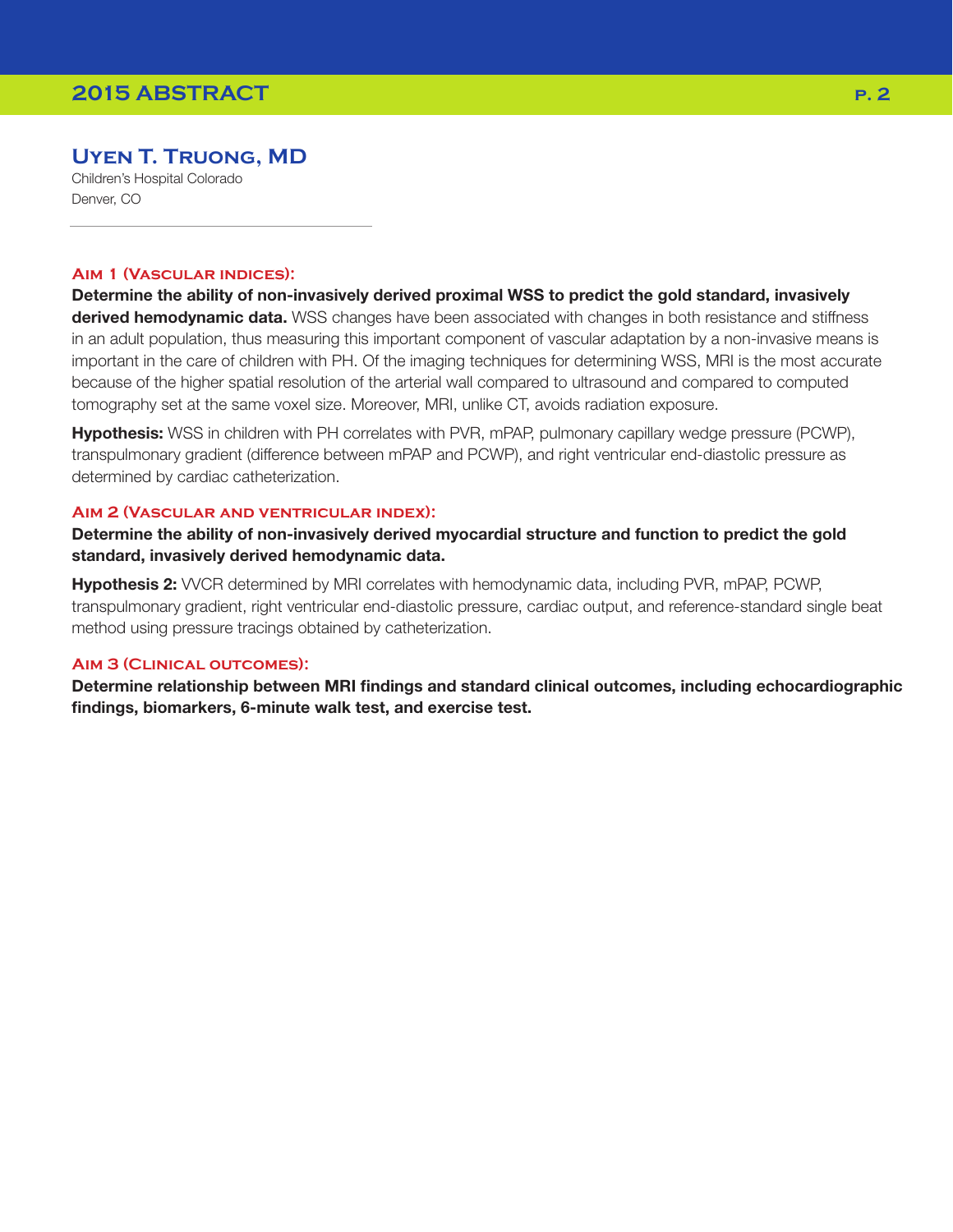## Uyen T. Truong, MD

Children's Hospital Colorado
Denver, CO

---

### Aim 1 (Vascular indices):

**Determine the ability of non-invasively derived proximal WSS to predict the gold standard, invasively derived hemodynamic data.** WSS changes have been associated with changes in both resistance and stiffness in an adult population, thus measuring this important component of vascular adaptation by a non-invasive means is important in the care of children with PH. Of the imaging techniques for determining WSS, MRI is the most accurate because of the higher spatial resolution of the arterial wall compared to ultrasound and compared to computed tomography set at the same voxel size. Moreover, MRI, unlike CT, avoids radiation exposure.

**Hypothesis:** WSS in children with PH correlates with PVR, mPAP, pulmonary capillary wedge pressure (PCWP), transpulmonary gradient (difference between mPAP and PCWP), and right ventricular end-diastolic pressure as determined by cardiac catheterization.

### Aim 2 (Vascular and ventricular index):

**Determine the ability of non-invasively derived myocardial structure and function to predict the gold standard, invasively derived hemodynamic data.**

**Hypothesis 2:** VVCR determined by MRI correlates with hemodynamic data, including PVR, mPAP, PCWP, transpulmonary gradient, right ventricular end-diastolic pressure, cardiac output, and reference-standard single beat method using pressure tracings obtained by catheterization.

### Aim 3 (Clinical outcomes):

**Determine relationship between MRI findings and standard clinical outcomes, including echocardiographic findings, biomarkers, 6-minute walk test, and exercise test.**